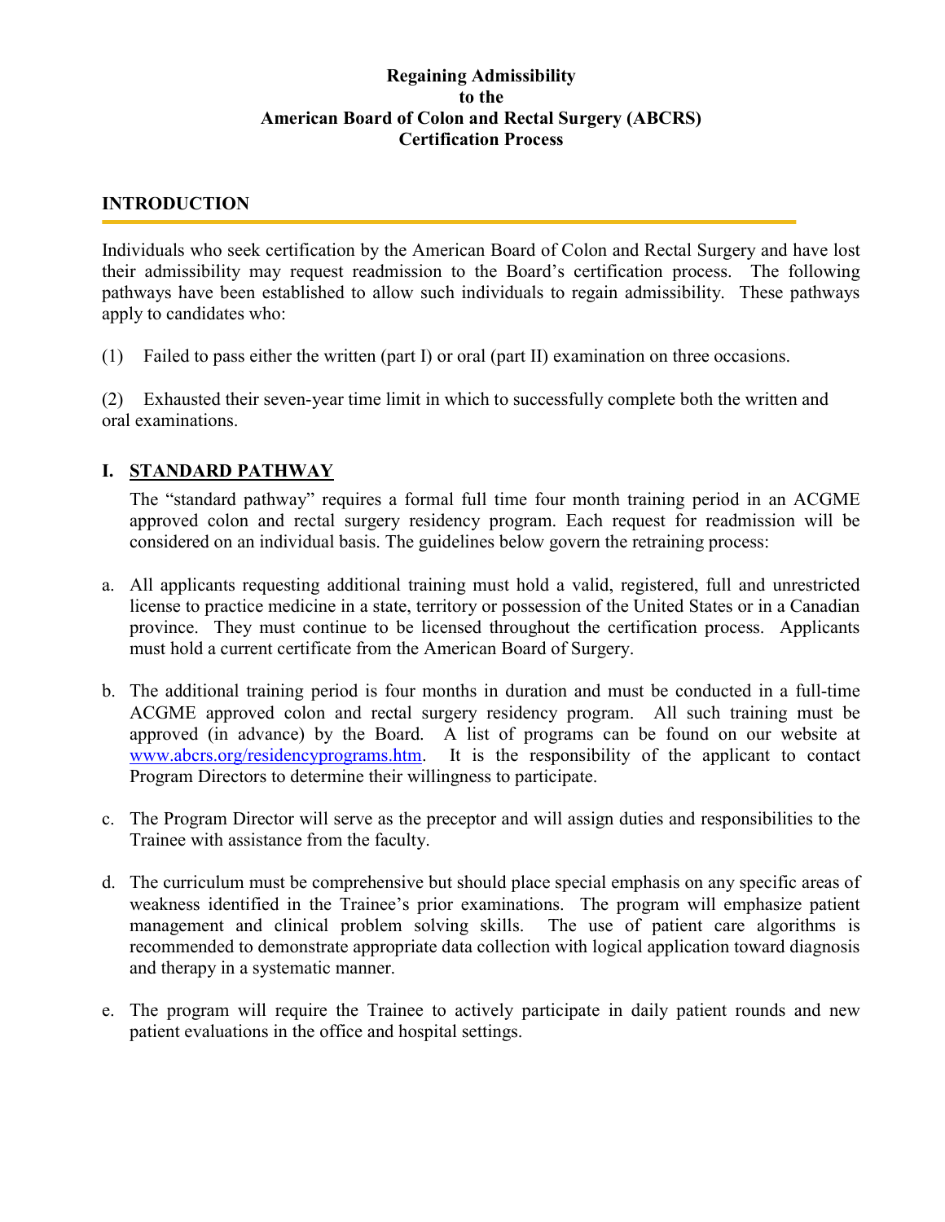# Regaining Admissibility to the American Board of Colon and Rectal Surgery (ABCRS) Certification Process

## INTRODUCTION

Individuals who seek certification by the American Board of Colon and Rectal Surgery and have lost their admissibility may request readmission to the Board's certification process. The following pathways have been established to allow such individuals to regain admissibility. These pathways apply to candidates who:

(1) Failed to pass either the written (part I) or oral (part II) examination on three occasions.

(2) Exhausted their seven-year time limit in which to successfully complete both the written and oral examinations.

## I. STANDARD PATHWAY

The "standard pathway" requires a formal full time four month training period in an ACGME approved colon and rectal surgery residency program. Each request for readmission will be considered on an individual basis. The guidelines below govern the retraining process:

a. All applicants requesting additional training must hold a valid, registered, full and unrestricted license to practice medicine in a state, territory or possession of the United States or in a Canadian province. They must continue to be licensed throughout the certification process. Applicants must hold a current certificate from the American Board of Surgery.

b. The additional training period is four months in duration and must be conducted in a full-time ACGME approved colon and rectal surgery residency program. All such training must be approved (in advance) by the Board. A list of programs can be found on our website at www.abcrs.org/residencyprograms.htm. It is the responsibility of the applicant to contact Program Directors to determine their willingness to participate.

c. The Program Director will serve as the preceptor and will assign duties and responsibilities to the Trainee with assistance from the faculty.

d. The curriculum must be comprehensive but should place special emphasis on any specific areas of weakness identified in the Trainee's prior examinations. The program will emphasize patient management and clinical problem solving skills. The use of patient care algorithms is recommended to demonstrate appropriate data collection with logical application toward diagnosis and therapy in a systematic manner.

e. The program will require the Trainee to actively participate in daily patient rounds and new patient evaluations in the office and hospital settings.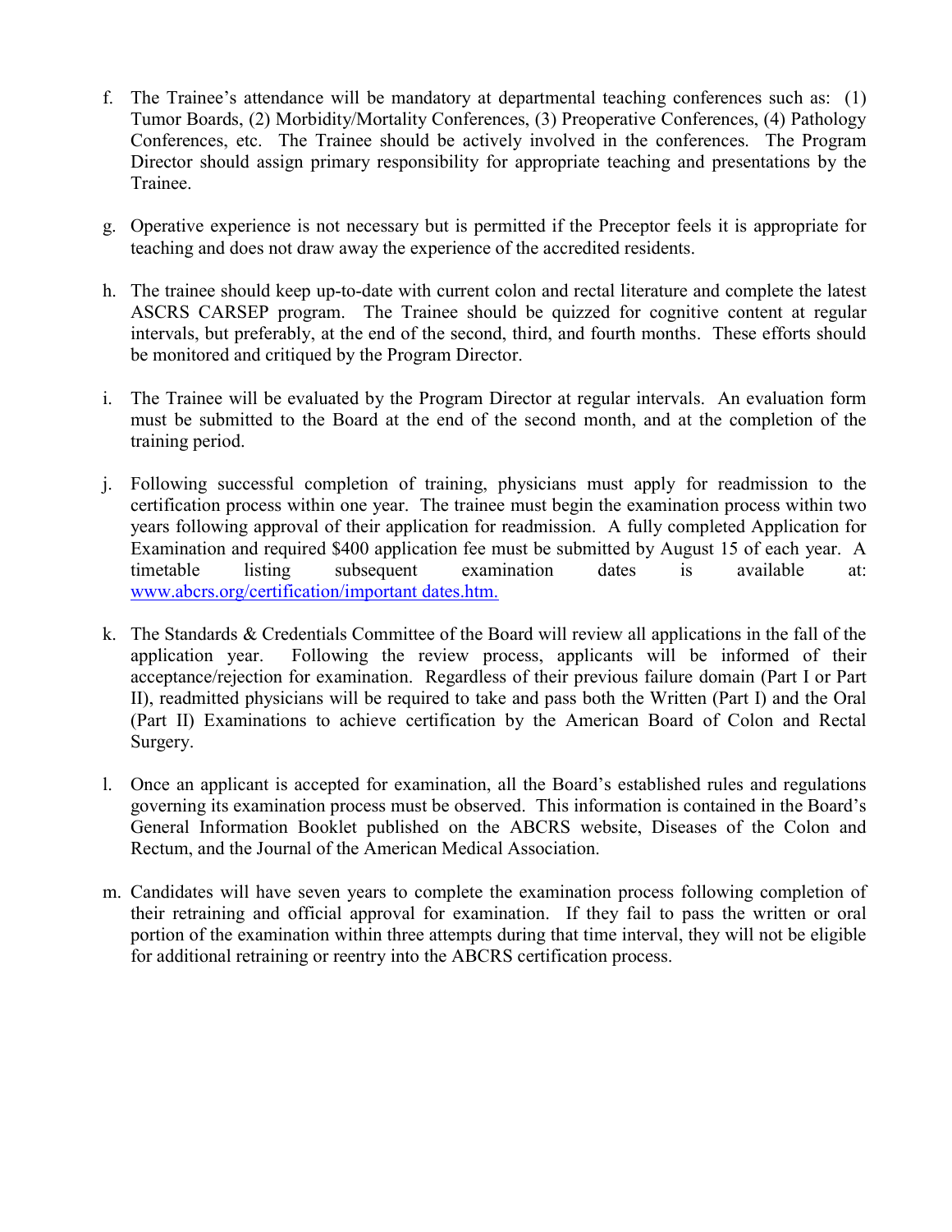f. The Trainee's attendance will be mandatory at departmental teaching conferences such as: (1) Tumor Boards, (2) Morbidity/Mortality Conferences, (3) Preoperative Conferences, (4) Pathology Conferences, etc. The Trainee should be actively involved in the conferences. The Program Director should assign primary responsibility for appropriate teaching and presentations by the Trainee.

g. Operative experience is not necessary but is permitted if the Preceptor feels it is appropriate for teaching and does not draw away the experience of the accredited residents.

h. The trainee should keep up-to-date with current colon and rectal literature and complete the latest ASCRS CARSEP program. The Trainee should be quizzed for cognitive content at regular intervals, but preferably, at the end of the second, third, and fourth months. These efforts should be monitored and critiqued by the Program Director.

i. The Trainee will be evaluated by the Program Director at regular intervals. An evaluation form must be submitted to the Board at the end of the second month, and at the completion of the training period.

j. Following successful completion of training, physicians must apply for readmission to the certification process within one year. The trainee must begin the examination process within two years following approval of their application for readmission. A fully completed Application for Examination and required $400 application fee must be submitted by August 15 of each year. A timetable listing subsequent examination dates is available at: www.abcrs.org/certification/important dates.htm.

k. The Standards & Credentials Committee of the Board will review all applications in the fall of the application year. Following the review process, applicants will be informed of their acceptance/rejection for examination. Regardless of their previous failure domain (Part I or Part II), readmitted physicians will be required to take and pass both the Written (Part I) and the Oral (Part II) Examinations to achieve certification by the American Board of Colon and Rectal Surgery.

l. Once an applicant is accepted for examination, all the Board's established rules and regulations governing its examination process must be observed. This information is contained in the Board's General Information Booklet published on the ABCRS website, Diseases of the Colon and Rectum, and the Journal of the American Medical Association.

m. Candidates will have seven years to complete the examination process following completion of their retraining and official approval for examination. If they fail to pass the written or oral portion of the examination within three attempts during that time interval, they will not be eligible for additional retraining or reentry into the ABCRS certification process.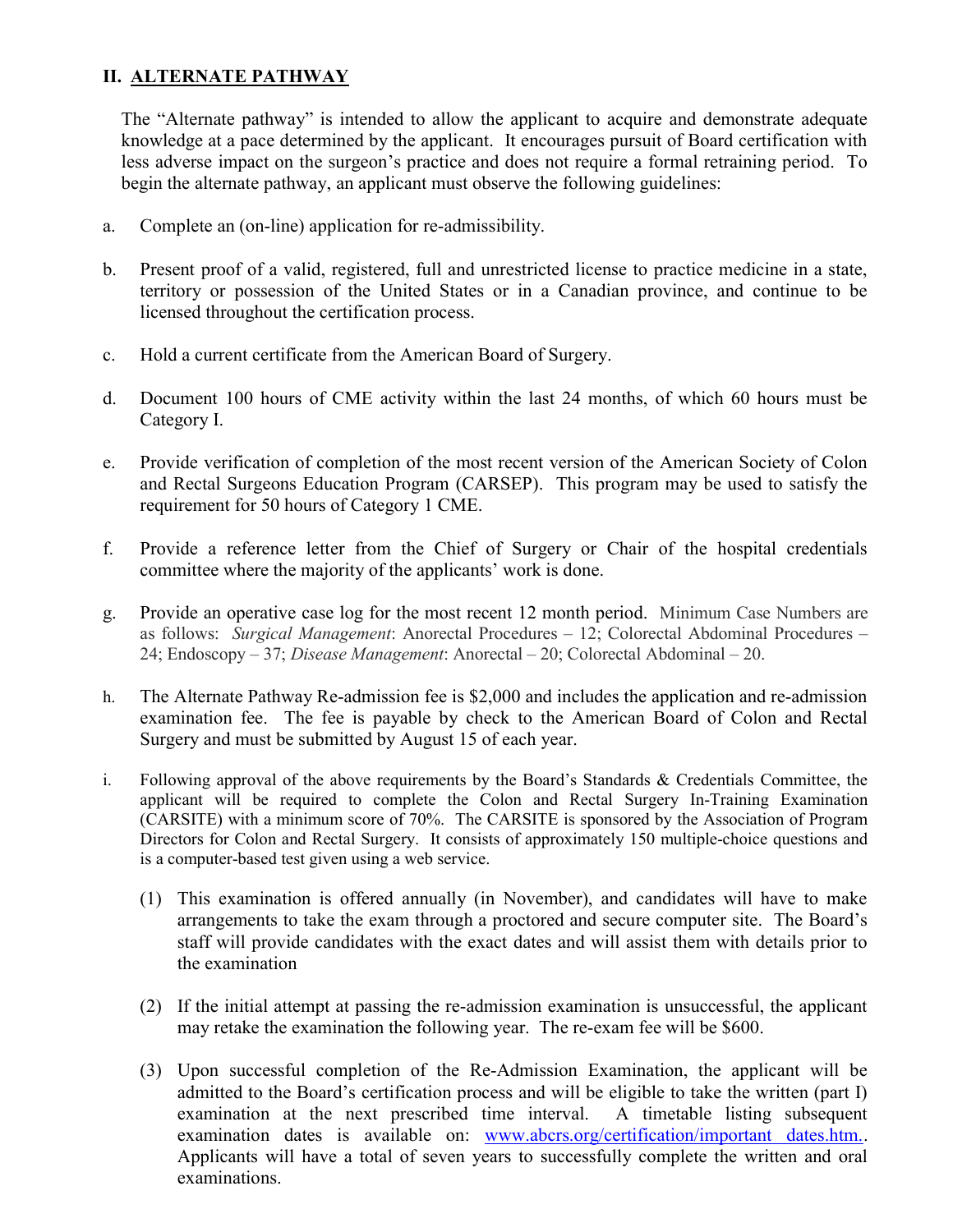## II. ALTERNATE PATHWAY

The "Alternate pathway" is intended to allow the applicant to acquire and demonstrate adequate knowledge at a pace determined by the applicant. It encourages pursuit of Board certification with less adverse impact on the surgeon's practice and does not require a formal retraining period. To begin the alternate pathway, an applicant must observe the following guidelines:

a. Complete an (on-line) application for re-admissibility.

b. Present proof of a valid, registered, full and unrestricted license to practice medicine in a state, territory or possession of the United States or in a Canadian province, and continue to be licensed throughout the certification process.

c. Hold a current certificate from the American Board of Surgery.

d. Document 100 hours of CME activity within the last 24 months, of which 60 hours must be Category I.

e. Provide verification of completion of the most recent version of the American Society of Colon and Rectal Surgeons Education Program (CARSEP). This program may be used to satisfy the requirement for 50 hours of Category 1 CME.

f. Provide a reference letter from the Chief of Surgery or Chair of the hospital credentials committee where the majority of the applicants' work is done.

g. Provide an operative case log for the most recent 12 month period. Minimum Case Numbers are as follows: *Surgical Management*: Anorectal Procedures – 12; Colorectal Abdominal Procedures – 24; Endoscopy – 37; *Disease Management*: Anorectal – 20; Colorectal Abdominal – 20.

h. The Alternate Pathway Re-admission fee is $2,000 and includes the application and re-admission examination fee. The fee is payable by check to the American Board of Colon and Rectal Surgery and must be submitted by August 15 of each year.

i. Following approval of the above requirements by the Board's Standards & Credentials Committee, the applicant will be required to complete the Colon and Rectal Surgery In-Training Examination (CARSITE) with a minimum score of 70%. The CARSITE is sponsored by the Association of Program Directors for Colon and Rectal Surgery. It consists of approximately 150 multiple-choice questions and is a computer-based test given using a web service.

   (1) This examination is offered annually (in November), and candidates will have to make arrangements to take the exam through a proctored and secure computer site. The Board's staff will provide candidates with the exact dates and will assist them with details prior to the examination

   (2) If the initial attempt at passing the re-admission examination is unsuccessful, the applicant may retake the examination the following year. The re-exam fee will be $600.

   (3) Upon successful completion of the Re-Admission Examination, the applicant will be admitted to the Board's certification process and will be eligible to take the written (part I) examination at the next prescribed time interval. A timetable listing subsequent examination dates is available on: [www.abcrs.org/certification/important dates.htm.](www.abcrs.org/certification/important_dates.htm). Applicants will have a total of seven years to successfully complete the written and oral examinations.